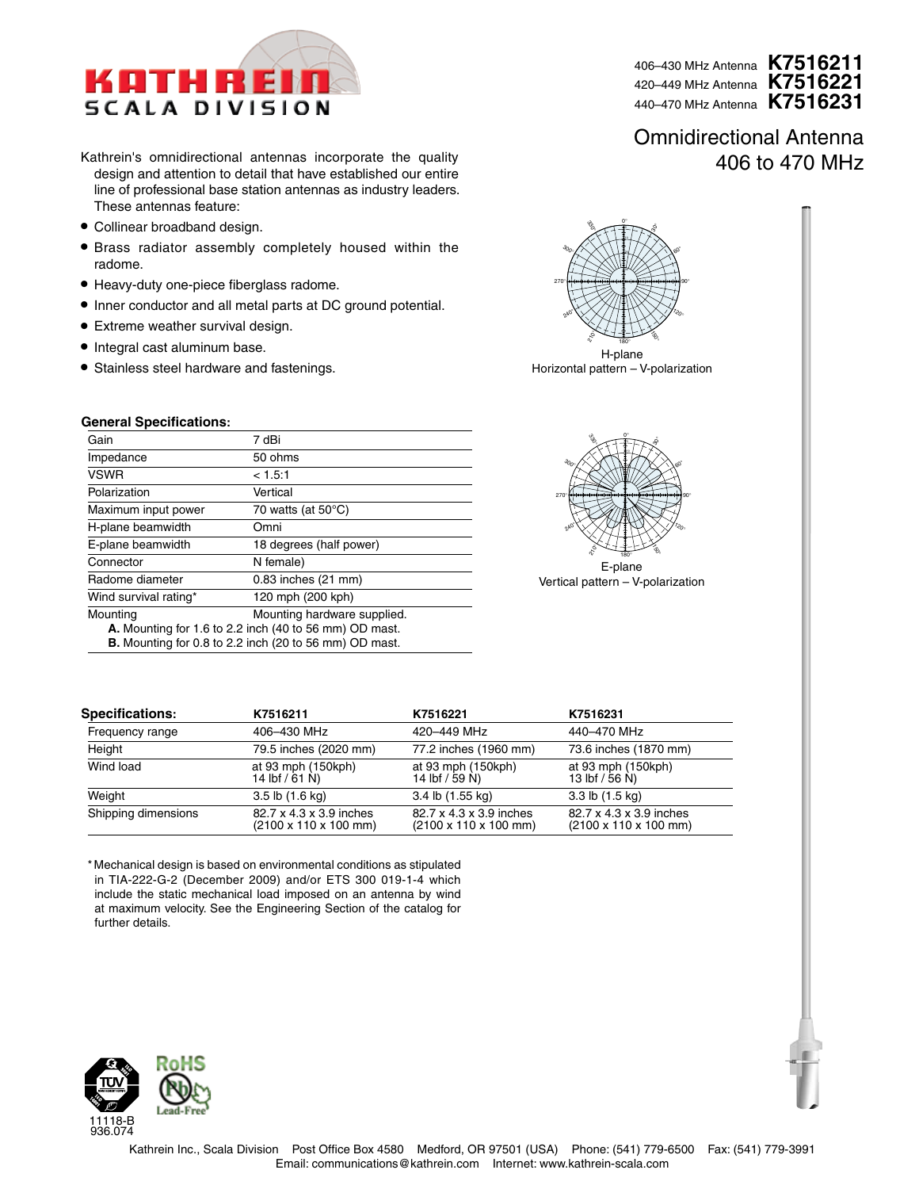KATHREIN
SCALA DIVISION

406–430 MHz Antenna **K7516211**
420–449 MHz Antenna **K7516221**
440–470 MHz Antenna **K7516231**

# Omnidirectional Antenna 406 to 470 MHz

Kathrein's omnidirectional antennas incorporate the quality design and attention to detail that have established our entire line of professional base station antennas as industry leaders. These antennas feature:

- Collinear broadband design.
- Brass radiator assembly completely housed within the radome.
- Heavy-duty one-piece fiberglass radome.
- Inner conductor and all metal parts at DC ground potential.
- Extreme weather survival design.
- Integral cast aluminum base.
- Stainless steel hardware and fastenings.

H-plane
Horizontal pattern – V-polarization

E-plane
Vertical pattern – V-polarization

**General Specifications:**

| | |
|---|---|
| Gain | 7 dBi |
| Impedance | 50 ohms |
| VSWR | < 1.5:1 |
| Polarization | Vertical |
| Maximum input power | 70 watts (at 50°C) |
| H-plane beamwidth | Omni |
| E-plane beamwidth | 18 degrees (half power) |
| Connector | N female) |
| Radome diameter | 0.83 inches (21 mm) |
| Wind survival rating* | 120 mph (200 kph) |
| Mounting | Mounting hardware supplied. |

**A.** Mounting for 1.6 to 2.2 inch (40 to 56 mm) OD mast.
**B.** Mounting for 0.8 to 2.2 inch (20 to 56 mm) OD mast.

| **Specifications:** | **K7516211** | **K7516221** | **K7516231** |
|---|---|---|---|
| Frequency range | 406–430 MHz | 420–449 MHz | 440–470 MHz |
| Height | 79.5 inches (2020 mm) | 77.2 inches (1960 mm) | 73.6 inches (1870 mm) |
| Wind load | at 93 mph (150kph) 14 lbf / 61 N) | at 93 mph (150kph) 14 lbf / 59 N) | at 93 mph (150kph) 13 lbf / 56 N) |
| Weight | 3.5 lb (1.6 kg) | 3.4 lb (1.55 kg) | 3.3 lb (1.5 kg) |
| Shipping dimensions | 82.7 x 4.3 x 3.9 inches (2100 x 110 x 100 mm) | 82.7 x 4.3 x 3.9 inches (2100 x 110 x 100 mm) | 82.7 x 4.3 x 3.9 inches (2100 x 110 x 100 mm) |

* Mechanical design is based on environmental conditions as stipulated in TIA-222-G-2 (December 2009) and/or ETS 300 019-1-4 which include the static mechanical load imposed on an antenna by wind at maximum velocity. See the Engineering Section of the catalog for further details.

11118-B
936.074

Kathrein Inc., Scala Division Post Office Box 4580 Medford, OR 97501 (USA) Phone: (541) 779-6500 Fax: (541) 779-3991
Email: communications@kathrein.com Internet: www.kathrein-scala.com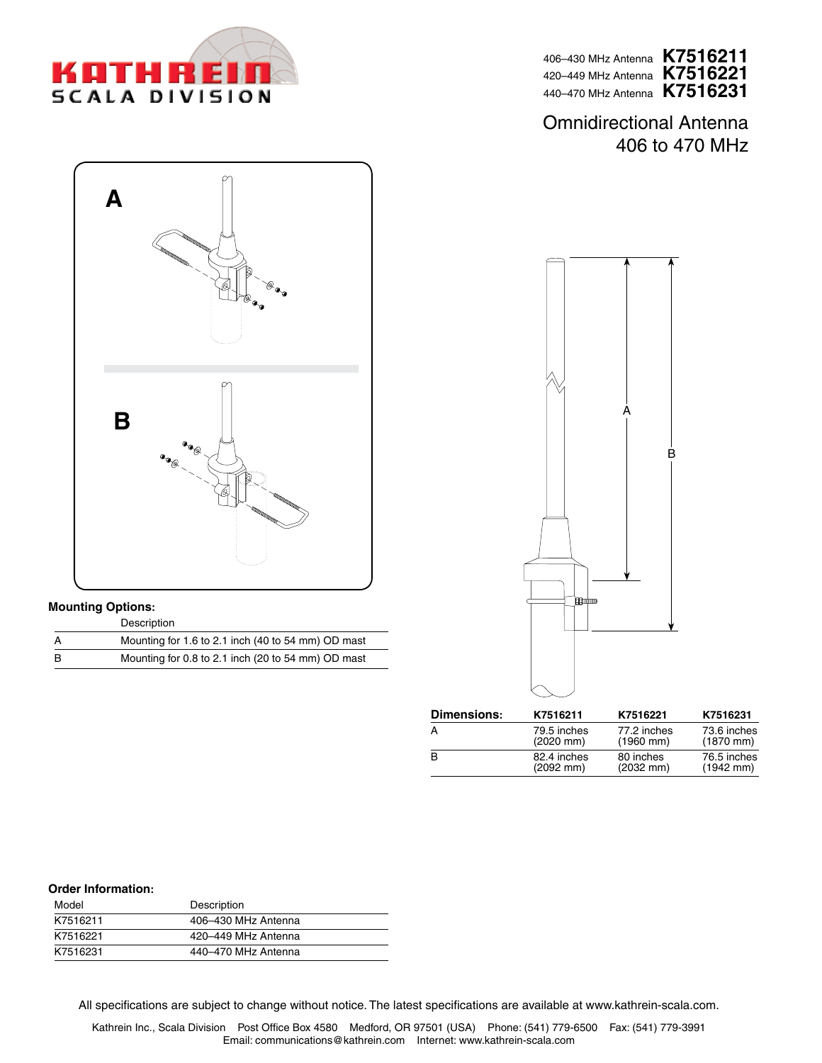406–430 MHz Antenna **K7516211**
420–449 MHz Antenna **K7516221**
440–470 MHz Antenna **K7516231**

# Omnidirectional Antenna 406 to 470 MHz

A

B

**Mounting Options:**

| | Description |
|---|---|
| A | Mounting for 1.6 to 2.1 inch (40 to 54 mm) OD mast |
| B | Mounting for 0.8 to 2.1 inch (20 to 54 mm) OD mast |

A

B

| **Dimensions:** | **K7516211** | **K7516221** | **K7516231** |
|---|---|---|---|
| A | 79.5 inches (2020 mm) | 77.2 inches (1960 mm) | 73.6 inches (1870 mm) |
| B | 82.4 inches (2092 mm) | 80 inches (2032 mm) | 76.5 inches (1942 mm) |

**Order Information:**

| Model | Description |
|---|---|
| K7516211 | 406–430 MHz Antenna |
| K7516221 | 420–449 MHz Antenna |
| K7516231 | 440–470 MHz Antenna |

All specifications are subject to change without notice. The latest specifications are available at www.kathrein-scala.com.

Kathrein Inc., Scala Division Post Office Box 4580 Medford, OR 97501 (USA) Phone: (541) 779-6500 Fax: (541) 779-3991
Email: communications@kathrein.com Internet: www.kathrein-scala.com